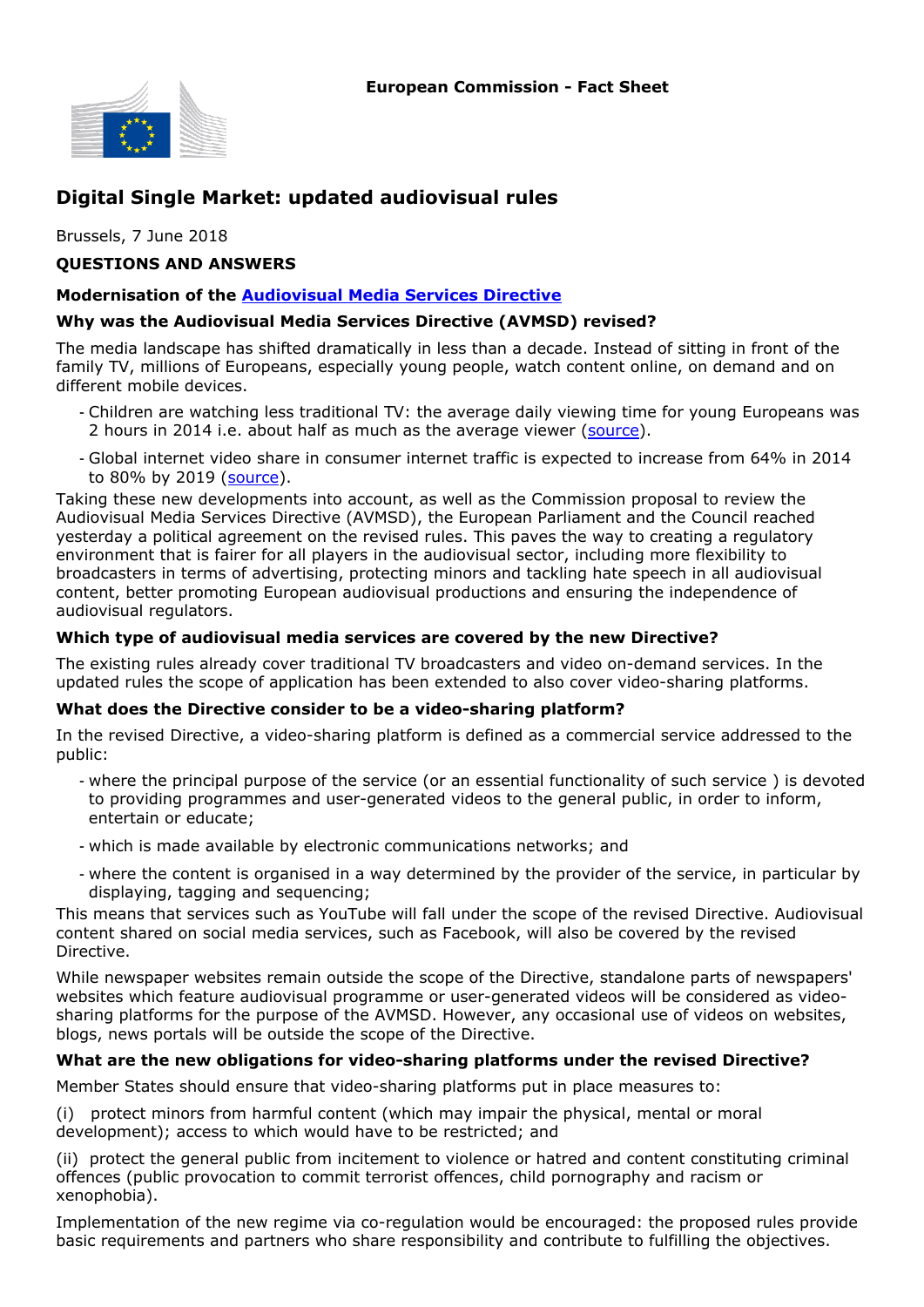**European Commission - Fact Sheet**

# Digital Single Market: updated audiovisual rules

Brussels, 7 June 2018

**QUESTIONS AND ANSWERS**

### Modernisation of the [Audiovisual Media Services Directive]()

### Why was the Audiovisual Media Services Directive (AVMSD) revised?

The media landscape has shifted dramatically in less than a decade. Instead of sitting in front of the family TV, millions of Europeans, especially young people, watch content online, on demand and on different mobile devices.

- Children are watching less traditional TV: the average daily viewing time for young Europeans was 2 hours in 2014 i.e. about half as much as the average viewer ([source]()).
- Global internet video share in consumer internet traffic is expected to increase from 64% in 2014 to 80% by 2019 ([source]()).

Taking these new developments into account, as well as the Commission proposal to review the Audiovisual Media Services Directive (AVMSD), the European Parliament and the Council reached yesterday a political agreement on the revised rules. This paves the way to creating a regulatory environment that is fairer for all players in the audiovisual sector, including more flexibility to broadcasters in terms of advertising, protecting minors and tackling hate speech in all audiovisual content, better promoting European audiovisual productions and ensuring the independence of audiovisual regulators.

### Which type of audiovisual media services are covered by the new Directive?

The existing rules already cover traditional TV broadcasters and video on-demand services. In the updated rules the scope of application has been extended to also cover video-sharing platforms.

### What does the Directive consider to be a video-sharing platform?

In the revised Directive, a video-sharing platform is defined as a commercial service addressed to the public:

- where the principal purpose of the service (or an essential functionality of such service ) is devoted to providing programmes and user-generated videos to the general public, in order to inform, entertain or educate;
- which is made available by electronic communications networks; and
- where the content is organised in a way determined by the provider of the service, in particular by displaying, tagging and sequencing;

This means that services such as YouTube will fall under the scope of the revised Directive. Audiovisual content shared on social media services, such as Facebook, will also be covered by the revised Directive.

While newspaper websites remain outside the scope of the Directive, standalone parts of newspapers' websites which feature audiovisual programme or user-generated videos will be considered as video-sharing platforms for the purpose of the AVMSD. However, any occasional use of videos on websites, blogs, news portals will be outside the scope of the Directive.

### What are the new obligations for video-sharing platforms under the revised Directive?

Member States should ensure that video-sharing platforms put in place measures to:

(i) protect minors from harmful content (which may impair the physical, mental or moral development); access to which would have to be restricted; and

(ii) protect the general public from incitement to violence or hatred and content constituting criminal offences (public provocation to commit terrorist offences, child pornography and racism or xenophobia).

Implementation of the new regime via co-regulation would be encouraged: the proposed rules provide basic requirements and partners who share responsibility and contribute to fulfilling the objectives.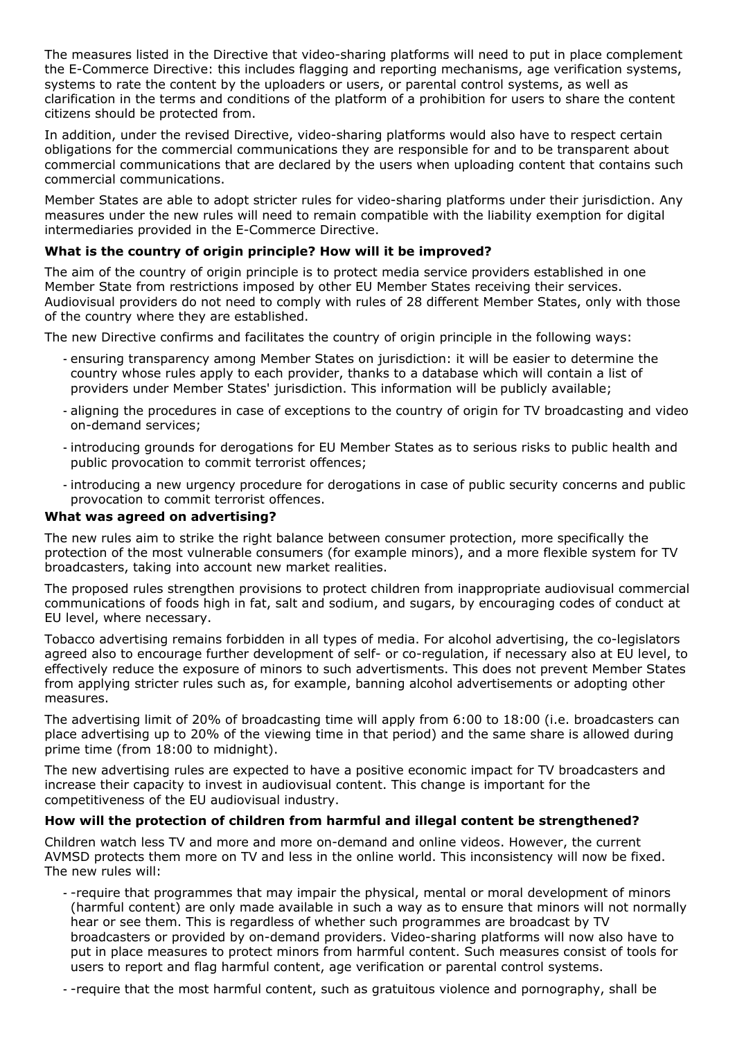The measures listed in the Directive that video-sharing platforms will need to put in place complement the E-Commerce Directive: this includes flagging and reporting mechanisms, age verification systems, systems to rate the content by the uploaders or users, or parental control systems, as well as clarification in the terms and conditions of the platform of a prohibition for users to share the content citizens should be protected from.

In addition, under the revised Directive, video-sharing platforms would also have to respect certain obligations for the commercial communications they are responsible for and to be transparent about commercial communications that are declared by the users when uploading content that contains such commercial communications.

Member States are able to adopt stricter rules for video-sharing platforms under their jurisdiction. Any measures under the new rules will need to remain compatible with the liability exemption for digital intermediaries provided in the E-Commerce Directive.

**What is the country of origin principle? How will it be improved?**

The aim of the country of origin principle is to protect media service providers established in one Member State from restrictions imposed by other EU Member States receiving their services. Audiovisual providers do not need to comply with rules of 28 different Member States, only with those of the country where they are established.

The new Directive confirms and facilitates the country of origin principle in the following ways:

- ensuring transparency among Member States on jurisdiction: it will be easier to determine the country whose rules apply to each provider, thanks to a database which will contain a list of providers under Member States' jurisdiction. This information will be publicly available;
- aligning the procedures in case of exceptions to the country of origin for TV broadcasting and video on-demand services;
- introducing grounds for derogations for EU Member States as to serious risks to public health and public provocation to commit terrorist offences;
- introducing a new urgency procedure for derogations in case of public security concerns and public provocation to commit terrorist offences.

**What was agreed on advertising?**

The new rules aim to strike the right balance between consumer protection, more specifically the protection of the most vulnerable consumers (for example minors), and a more flexible system for TV broadcasters, taking into account new market realities.

The proposed rules strengthen provisions to protect children from inappropriate audiovisual commercial communications of foods high in fat, salt and sodium, and sugars, by encouraging codes of conduct at EU level, where necessary.

Tobacco advertising remains forbidden in all types of media. For alcohol advertising, the co-legislators agreed also to encourage further development of self- or co-regulation, if necessary also at EU level, to effectively reduce the exposure of minors to such advertisments. This does not prevent Member States from applying stricter rules such as, for example, banning alcohol advertisements or adopting other measures.

The advertising limit of 20% of broadcasting time will apply from 6:00 to 18:00 (i.e. broadcasters can place advertising up to 20% of the viewing time in that period) and the same share is allowed during prime time (from 18:00 to midnight).

The new advertising rules are expected to have a positive economic impact for TV broadcasters and increase their capacity to invest in audiovisual content. This change is important for the competitiveness of the EU audiovisual industry.

**How will the protection of children from harmful and illegal content be strengthened?**

Children watch less TV and more and more on-demand and online videos. However, the current AVMSD protects them more on TV and less in the online world. This inconsistency will now be fixed. The new rules will:

- -require that programmes that may impair the physical, mental or moral development of minors (harmful content) are only made available in such a way as to ensure that minors will not normally hear or see them. This is regardless of whether such programmes are broadcast by TV broadcasters or provided by on-demand providers. Video-sharing platforms will now also have to put in place measures to protect minors from harmful content. Such measures consist of tools for users to report and flag harmful content, age verification or parental control systems.
- -require that the most harmful content, such as gratuitous violence and pornography, shall be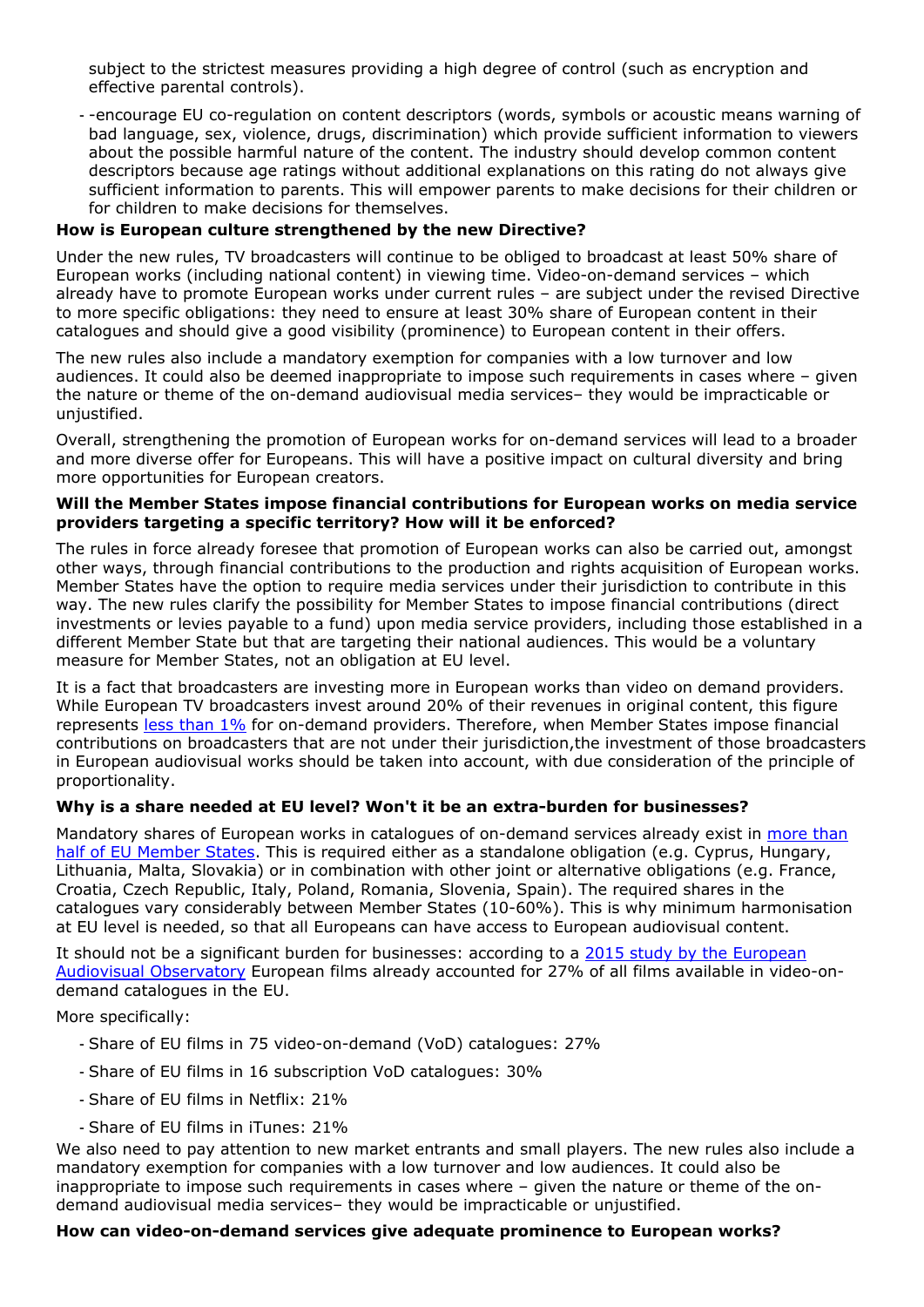subject to the strictest measures providing a high degree of control (such as encryption and effective parental controls).

- -encourage EU co-regulation on content descriptors (words, symbols or acoustic means warning of bad language, sex, violence, drugs, discrimination) which provide sufficient information to viewers about the possible harmful nature of the content. The industry should develop common content descriptors because age ratings without additional explanations on this rating do not always give sufficient information to parents. This will empower parents to make decisions for their children or for children to make decisions for themselves.

**How is European culture strengthened by the new Directive?**

Under the new rules, TV broadcasters will continue to be obliged to broadcast at least 50% share of European works (including national content) in viewing time. Video-on-demand services – which already have to promote European works under current rules – are subject under the revised Directive to more specific obligations: they need to ensure at least 30% share of European content in their catalogues and should give a good visibility (prominence) to European content in their offers.

The new rules also include a mandatory exemption for companies with a low turnover and low audiences. It could also be deemed inappropriate to impose such requirements in cases where – given the nature or theme of the on-demand audiovisual media services– they would be impracticable or unjustified.

Overall, strengthening the promotion of European works for on-demand services will lead to a broader and more diverse offer for Europeans. This will have a positive impact on cultural diversity and bring more opportunities for European creators.

**Will the Member States impose financial contributions for European works on media service providers targeting a specific territory? How will it be enforced?**

The rules in force already foresee that promotion of European works can also be carried out, amongst other ways, through financial contributions to the production and rights acquisition of European works. Member States have the option to require media services under their jurisdiction to contribute in this way. The new rules clarify the possibility for Member States to impose financial contributions (direct investments or levies payable to a fund) upon media service providers, including those established in a different Member State but that are targeting their national audiences. This would be a voluntary measure for Member States, not an obligation at EU level.

It is a fact that broadcasters are investing more in European works than video on demand providers. While European TV broadcasters invest around 20% of their revenues in original content, this figure represents less than 1% for on-demand providers. Therefore, when Member States impose financial contributions on broadcasters that are not under their jurisdiction,the investment of those broadcasters in European audiovisual works should be taken into account, with due consideration of the principle of proportionality.

**Why is a share needed at EU level? Won't it be an extra-burden for businesses?**

Mandatory shares of European works in catalogues of on-demand services already exist in more than half of EU Member States. This is required either as a standalone obligation (e.g. Cyprus, Hungary, Lithuania, Malta, Slovakia) or in combination with other joint or alternative obligations (e.g. France, Croatia, Czech Republic, Italy, Poland, Romania, Slovenia, Spain). The required shares in the catalogues vary considerably between Member States (10-60%). This is why minimum harmonisation at EU level is needed, so that all Europeans can have access to European audiovisual content.

It should not be a significant burden for businesses: according to a 2015 study by the European Audiovisual Observatory European films already accounted for 27% of all films available in video-on-demand catalogues in the EU.

More specifically:

- Share of EU films in 75 video-on-demand (VoD) catalogues: 27%
- Share of EU films in 16 subscription VoD catalogues: 30%
- Share of EU films in Netflix: 21%
- Share of EU films in iTunes: 21%

We also need to pay attention to new market entrants and small players. The new rules also include a mandatory exemption for companies with a low turnover and low audiences. It could also be inappropriate to impose such requirements in cases where – given the nature or theme of the on-demand audiovisual media services– they would be impracticable or unjustified.

**How can video-on-demand services give adequate prominence to European works?**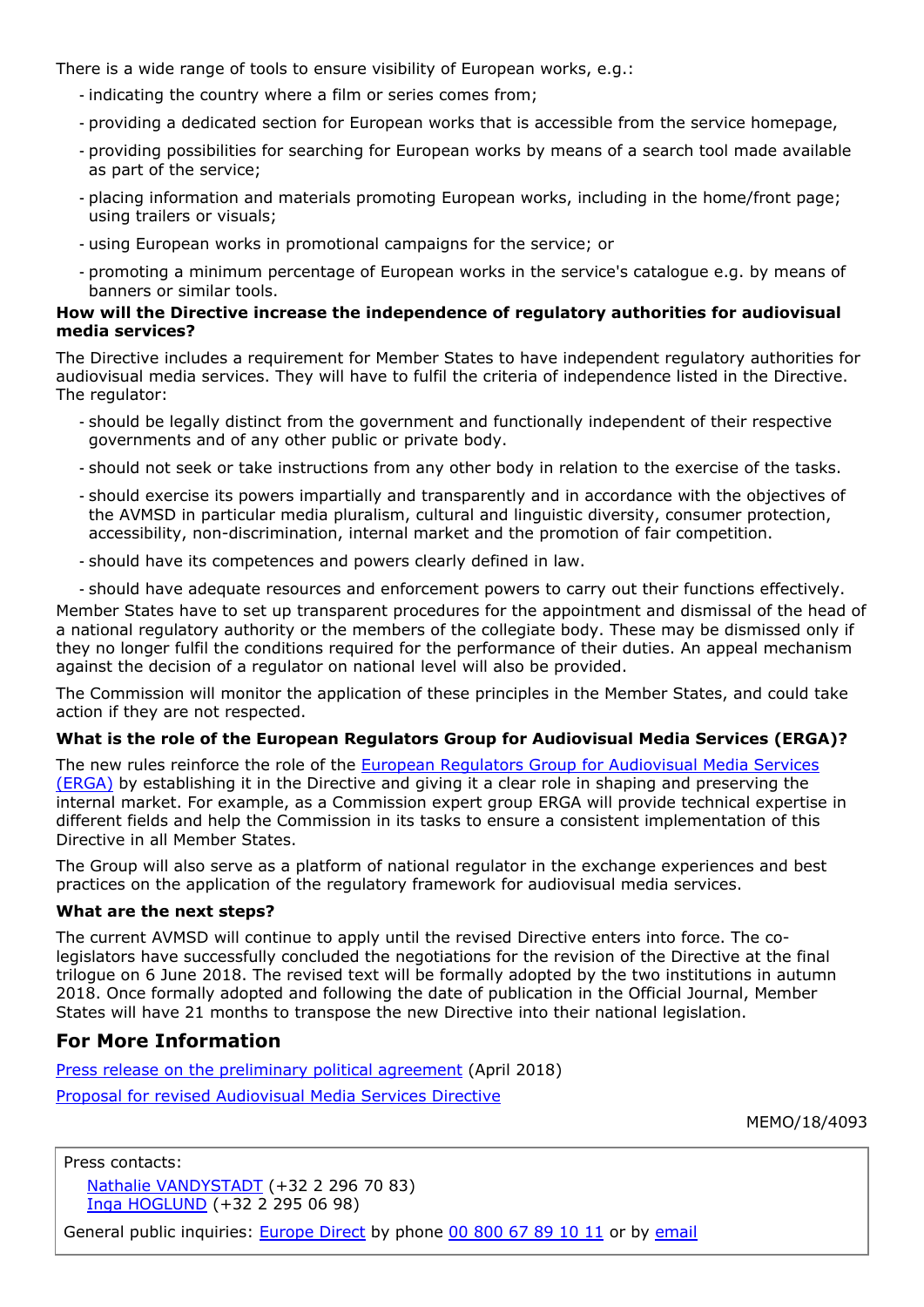There is a wide range of tools to ensure visibility of European works, e.g.:

- indicating the country where a film or series comes from;
- providing a dedicated section for European works that is accessible from the service homepage,
- providing possibilities for searching for European works by means of a search tool made available as part of the service;
- placing information and materials promoting European works, including in the home/front page; using trailers or visuals;
- using European works in promotional campaigns for the service; or
- promoting a minimum percentage of European works in the service's catalogue e.g. by means of banners or similar tools.

**How will the Directive increase the independence of regulatory authorities for audiovisual media services?**

The Directive includes a requirement for Member States to have independent regulatory authorities for audiovisual media services. They will have to fulfil the criteria of independence listed in the Directive. The regulator:

- should be legally distinct from the government and functionally independent of their respective governments and of any other public or private body.
- should not seek or take instructions from any other body in relation to the exercise of the tasks.
- should exercise its powers impartially and transparently and in accordance with the objectives of the AVMSD in particular media pluralism, cultural and linguistic diversity, consumer protection, accessibility, non-discrimination, internal market and the promotion of fair competition.
- should have its competences and powers clearly defined in law.
- should have adequate resources and enforcement powers to carry out their functions effectively.

Member States have to set up transparent procedures for the appointment and dismissal of the head of a national regulatory authority or the members of the collegiate body. These may be dismissed only if they no longer fulfil the conditions required for the performance of their duties. An appeal mechanism against the decision of a regulator on national level will also be provided.

The Commission will monitor the application of these principles in the Member States, and could take action if they are not respected.

**What is the role of the European Regulators Group for Audiovisual Media Services (ERGA)?**

The new rules reinforce the role of the European Regulators Group for Audiovisual Media Services (ERGA) by establishing it in the Directive and giving it a clear role in shaping and preserving the internal market. For example, as a Commission expert group ERGA will provide technical expertise in different fields and help the Commission in its tasks to ensure a consistent implementation of this Directive in all Member States.

The Group will also serve as a platform of national regulator in the exchange experiences and best practices on the application of the regulatory framework for audiovisual media services.

**What are the next steps?**

The current AVMSD will continue to apply until the revised Directive enters into force. The co-legislators have successfully concluded the negotiations for the revision of the Directive at the final trilogue on 6 June 2018. The revised text will be formally adopted by the two institutions in autumn 2018. Once formally adopted and following the date of publication in the Official Journal, Member States will have 21 months to transpose the new Directive into their national legislation.

## For More Information

Press release on the preliminary political agreement (April 2018)

Proposal for revised Audiovisual Media Services Directive

MEMO/18/4093

Press contacts:

Nathalie VANDYSTADT (+32 2 296 70 83)
Inga HOGLUND (+32 2 295 06 98)

General public inquiries: Europe Direct by phone 00 800 67 89 10 11 or by email